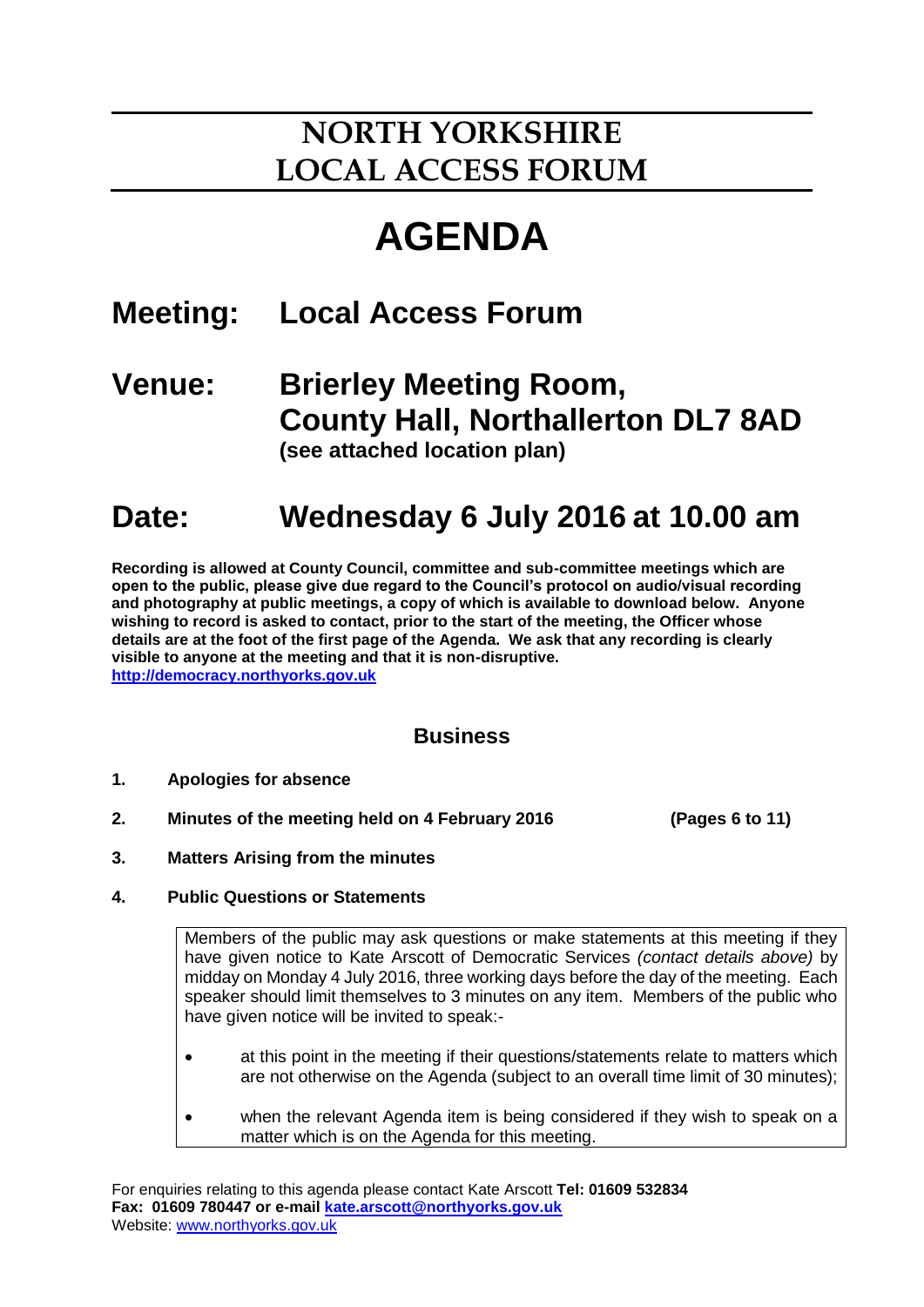# NORTH YORKSHIRE LOCAL ACCESS FORUM

# AGENDA

## Meeting: Local Access Forum

## Venue: Brierley Meeting Room, County Hall, Northallerton DL7 8AD

**(see attached location plan)**

## Date: Wednesday 6 July 2016 at 10.00 am

**Recording is allowed at County Council, committee and sub-committee meetings which are open to the public, please give due regard to the Council's protocol on audio/visual recording and photography at public meetings, a copy of which is available to download below. Anyone wishing to record is asked to contact, prior to the start of the meeting, the Officer whose details are at the foot of the first page of the Agenda. We ask that any recording is clearly visible to anyone at the meeting and that it is non-disruptive.**
**http://democracy.northyorks.gov.uk**

### Business

1. **Apologies for absence**

2. **Minutes of the meeting held on 4 February 2016** **(Pages 6 to 11)**

3. **Matters Arising from the minutes**

4. **Public Questions or Statements**

   Members of the public may ask questions or make statements at this meeting if they have given notice to Kate Arscott of Democratic Services *(contact details above)* by midday on Monday 4 July 2016, three working days before the day of the meeting. Each speaker should limit themselves to 3 minutes on any item. Members of the public who have given notice will be invited to speak:-

   - at this point in the meeting if their questions/statements relate to matters which are not otherwise on the Agenda (subject to an overall time limit of 30 minutes);
   - when the relevant Agenda item is being considered if they wish to speak on a matter which is on the Agenda for this meeting.

For enquiries relating to this agenda please contact Kate Arscott **Tel: 01609 532834**
**Fax: 01609 780447 or e-mail kate.arscott@northyorks.gov.uk**
Website: www.northyorks.gov.uk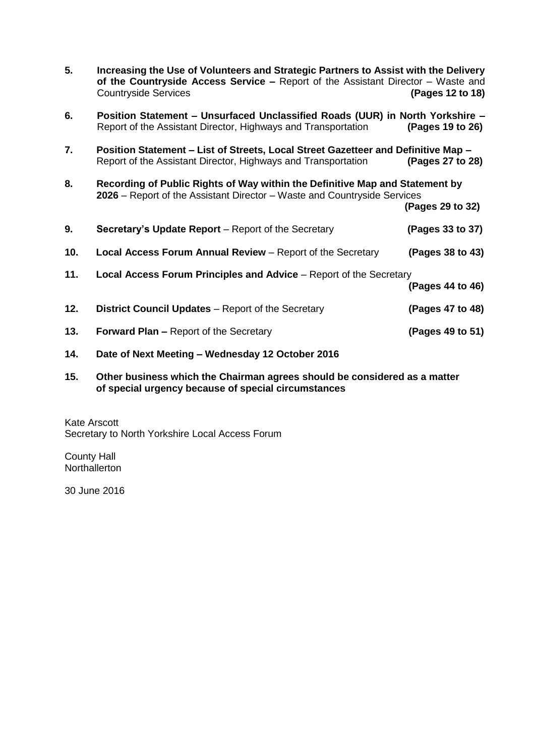5. **Increasing the Use of Volunteers and Strategic Partners to Assist with the Delivery of the Countryside Access Service –** Report of the Assistant Director – Waste and Countryside Services **(Pages 12 to 18)**

6. **Position Statement – Unsurfaced Unclassified Roads (UUR) in North Yorkshire –** Report of the Assistant Director, Highways and Transportation **(Pages 19 to 26)**

7. **Position Statement – List of Streets, Local Street Gazetteer and Definitive Map –** Report of the Assistant Director, Highways and Transportation **(Pages 27 to 28)**

8. **Recording of Public Rights of Way within the Definitive Map and Statement by 2026** – Report of the Assistant Director – Waste and Countryside Services **(Pages 29 to 32)**

9. **Secretary's Update Report** – Report of the Secretary **(Pages 33 to 37)**

10. **Local Access Forum Annual Review** – Report of the Secretary **(Pages 38 to 43)**

11. **Local Access Forum Principles and Advice** – Report of the Secretary **(Pages 44 to 46)**

12. **District Council Updates** – Report of the Secretary **(Pages 47 to 48)**

13. **Forward Plan –** Report of the Secretary **(Pages 49 to 51)**

14. **Date of Next Meeting – Wednesday 12 October 2016**

15. **Other business which the Chairman agrees should be considered as a matter of special urgency because of special circumstances**

Kate Arscott
Secretary to North Yorkshire Local Access Forum

County Hall
Northallerton

30 June 2016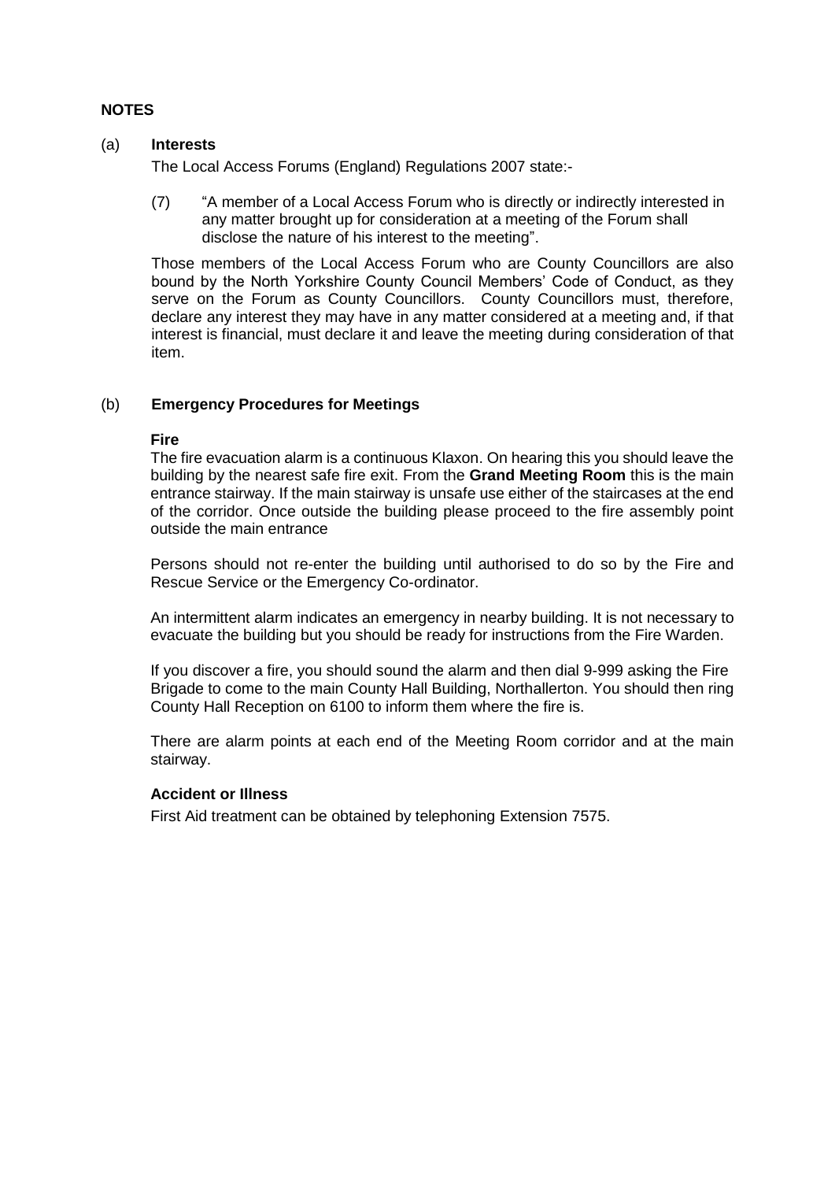## NOTES

### (a) Interests

The Local Access Forums (England) Regulations 2007 state:-

(7) "A member of a Local Access Forum who is directly or indirectly interested in any matter brought up for consideration at a meeting of the Forum shall disclose the nature of his interest to the meeting".

Those members of the Local Access Forum who are County Councillors are also bound by the North Yorkshire County Council Members' Code of Conduct, as they serve on the Forum as County Councillors. County Councillors must, therefore, declare any interest they may have in any matter considered at a meeting and, if that interest is financial, must declare it and leave the meeting during consideration of that item.

### (b) Emergency Procedures for Meetings

**Fire**

The fire evacuation alarm is a continuous Klaxon. On hearing this you should leave the building by the nearest safe fire exit. From the **Grand Meeting Room** this is the main entrance stairway. If the main stairway is unsafe use either of the staircases at the end of the corridor. Once outside the building please proceed to the fire assembly point outside the main entrance

Persons should not re-enter the building until authorised to do so by the Fire and Rescue Service or the Emergency Co-ordinator.

An intermittent alarm indicates an emergency in nearby building. It is not necessary to evacuate the building but you should be ready for instructions from the Fire Warden.

If you discover a fire, you should sound the alarm and then dial 9-999 asking the Fire Brigade to come to the main County Hall Building, Northallerton. You should then ring County Hall Reception on 6100 to inform them where the fire is.

There are alarm points at each end of the Meeting Room corridor and at the main stairway.

**Accident or Illness**

First Aid treatment can be obtained by telephoning Extension 7575.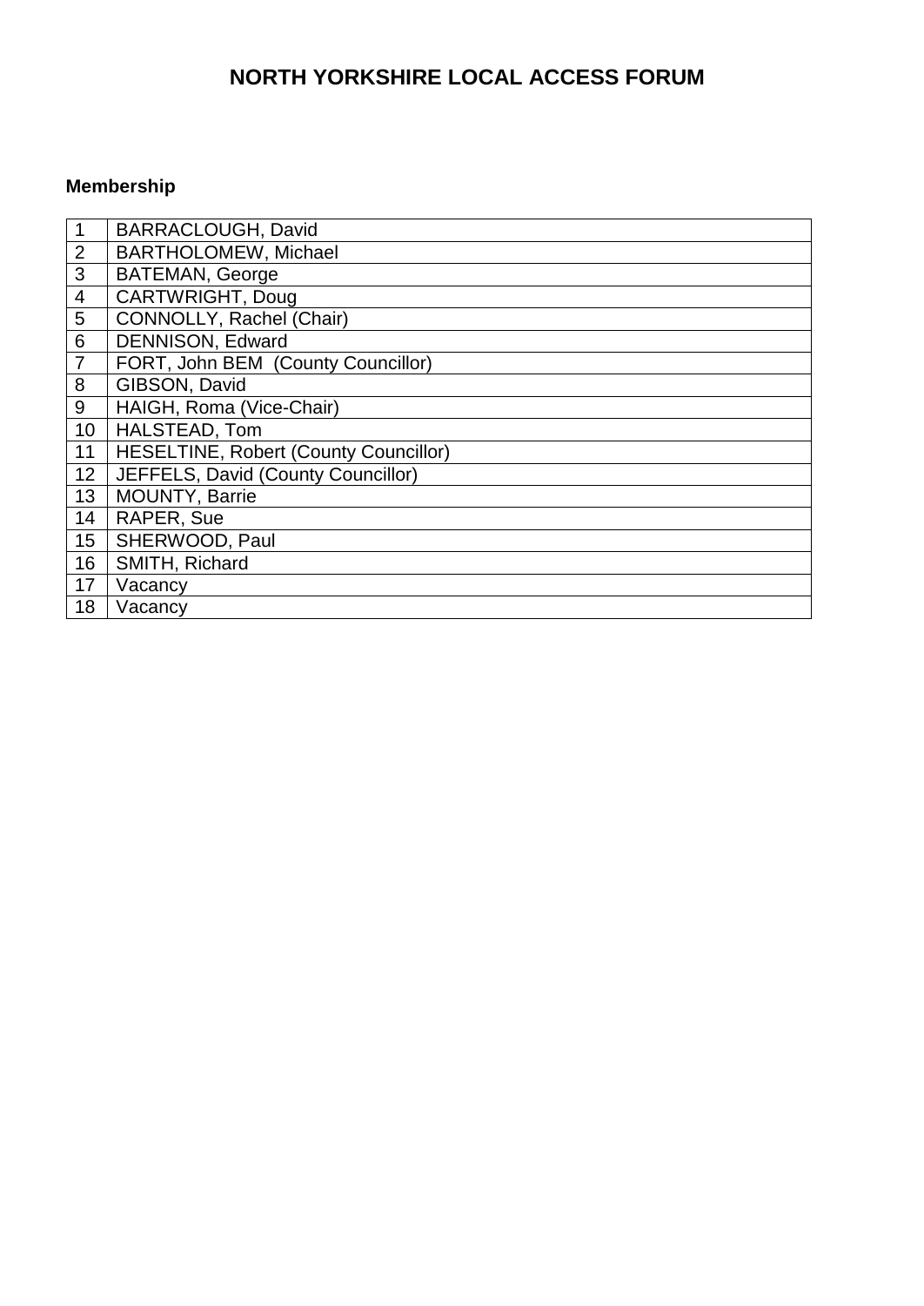# NORTH YORKSHIRE LOCAL ACCESS FORUM

**Membership**

| | |
|---|---|
| 1 | BARRACLOUGH, David |
| 2 | BARTHOLOMEW, Michael |
| 3 | BATEMAN, George |
| 4 | CARTWRIGHT, Doug |
| 5 | CONNOLLY, Rachel (Chair) |
| 6 | DENNISON, Edward |
| 7 | FORT, John BEM (County Councillor) |
| 8 | GIBSON, David |
| 9 | HAIGH, Roma (Vice-Chair) |
| 10 | HALSTEAD, Tom |
| 11 | HESELTINE, Robert (County Councillor) |
| 12 | JEFFELS, David (County Councillor) |
| 13 | MOUNTY, Barrie |
| 14 | RAPER, Sue |
| 15 | SHERWOOD, Paul |
| 16 | SMITH, Richard |
| 17 | Vacancy |
| 18 | Vacancy |